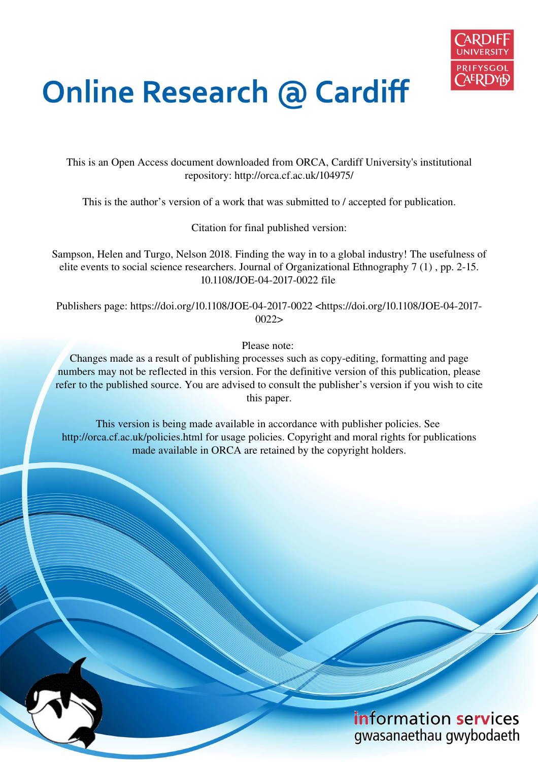# Online Research @ Cardiff

This is an Open Access document downloaded from ORCA, Cardiff University's institutional repository: http://orca.cf.ac.uk/104975/

This is the author's version of a work that was submitted to / accepted for publication.

Citation for final published version:

Sampson, Helen and Turgo, Nelson 2018. Finding the way in to a global industry! The usefulness of elite events to social science researchers. Journal of Organizational Ethnography 7 (1) , pp. 2-15. 10.1108/JOE-04-2017-0022 file

Publishers page: https://doi.org/10.1108/JOE-04-2017-0022 <https://doi.org/10.1108/JOE-04-2017-0022>

Please note:
Changes made as a result of publishing processes such as copy-editing, formatting and page numbers may not be reflected in this version. For the definitive version of this publication, please refer to the published source. You are advised to consult the publisher's version if you wish to cite this paper.

This version is being made available in accordance with publisher policies. See http://orca.cf.ac.uk/policies.html for usage policies. Copyright and moral rights for publications made available in ORCA are retained by the copyright holders.

information services
gwasanaethau gwybodaeth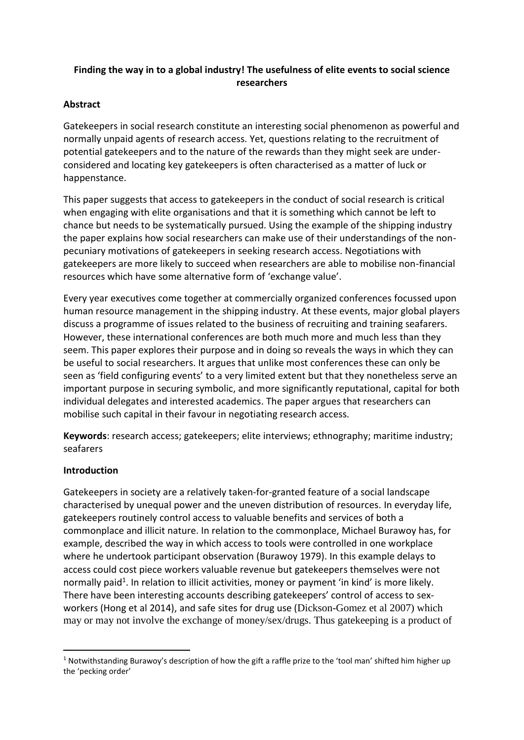**Finding the way in to a global industry! The usefulness of elite events to social science researchers**

## Abstract

Gatekeepers in social research constitute an interesting social phenomenon as powerful and normally unpaid agents of research access. Yet, questions relating to the recruitment of potential gatekeepers and to the nature of the rewards than they might seek are under-considered and locating key gatekeepers is often characterised as a matter of luck or happenstance.

This paper suggests that access to gatekeepers in the conduct of social research is critical when engaging with elite organisations and that it is something which cannot be left to chance but needs to be systematically pursued. Using the example of the shipping industry the paper explains how social researchers can make use of their understandings of the non-pecuniary motivations of gatekeepers in seeking research access. Negotiations with gatekeepers are more likely to succeed when researchers are able to mobilise non-financial resources which have some alternative form of 'exchange value'.

Every year executives come together at commercially organized conferences focussed upon human resource management in the shipping industry. At these events, major global players discuss a programme of issues related to the business of recruiting and training seafarers. However, these international conferences are both much more and much less than they seem. This paper explores their purpose and in doing so reveals the ways in which they can be useful to social researchers. It argues that unlike most conferences these can only be seen as 'field configuring events' to a very limited extent but that they nonetheless serve an important purpose in securing symbolic, and more significantly reputational, capital for both individual delegates and interested academics. The paper argues that researchers can mobilise such capital in their favour in negotiating research access.

**Keywords**: research access; gatekeepers; elite interviews; ethnography; maritime industry; seafarers

## Introduction

Gatekeepers in society are a relatively taken-for-granted feature of a social landscape characterised by unequal power and the uneven distribution of resources. In everyday life, gatekeepers routinely control access to valuable benefits and services of both a commonplace and illicit nature. In relation to the commonplace, Michael Burawoy has, for example, described the way in which access to tools were controlled in one workplace where he undertook participant observation (Burawoy 1979). In this example delays to access could cost piece workers valuable revenue but gatekeepers themselves were not normally paid[1]. In relation to illicit activities, money or payment 'in kind' is more likely. There have been interesting accounts describing gatekeepers' control of access to sex-workers (Hong et al 2014), and safe sites for drug use (Dickson-Gomez et al 2007) which may or may not involve the exchange of money/sex/drugs. Thus gatekeeping is a product of

[1] Notwithstanding Burawoy's description of how the gift a raffle prize to the 'tool man' shifted him higher up the 'pecking order'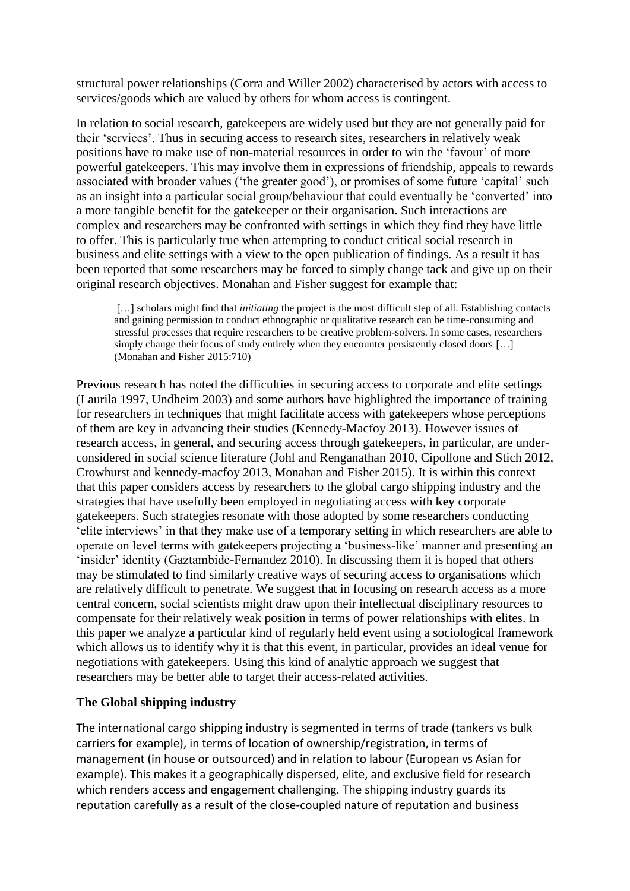structural power relationships (Corra and Willer 2002) characterised by actors with access to services/goods which are valued by others for whom access is contingent.

In relation to social research, gatekeepers are widely used but they are not generally paid for their 'services'. Thus in securing access to research sites, researchers in relatively weak positions have to make use of non-material resources in order to win the 'favour' of more powerful gatekeepers. This may involve them in expressions of friendship, appeals to rewards associated with broader values ('the greater good'), or promises of some future 'capital' such as an insight into a particular social group/behaviour that could eventually be 'converted' into a more tangible benefit for the gatekeeper or their organisation. Such interactions are complex and researchers may be confronted with settings in which they find they have little to offer. This is particularly true when attempting to conduct critical social research in business and elite settings with a view to the open publication of findings. As a result it has been reported that some researchers may be forced to simply change tack and give up on their original research objectives. Monahan and Fisher suggest for example that:

> […] scholars might find that *initiating* the project is the most difficult step of all. Establishing contacts and gaining permission to conduct ethnographic or qualitative research can be time-consuming and stressful processes that require researchers to be creative problem-solvers. In some cases, researchers simply change their focus of study entirely when they encounter persistently closed doors […] (Monahan and Fisher 2015:710)

Previous research has noted the difficulties in securing access to corporate and elite settings (Laurila 1997, Undheim 2003) and some authors have highlighted the importance of training for researchers in techniques that might facilitate access with gatekeepers whose perceptions of them are key in advancing their studies (Kennedy-Macfoy 2013). However issues of research access, in general, and securing access through gatekeepers, in particular, are under-considered in social science literature (Johl and Renganathan 2010, Cipollone and Stich 2012, Crowhurst and kennedy-macfoy 2013, Monahan and Fisher 2015). It is within this context that this paper considers access by researchers to the global cargo shipping industry and the strategies that have usefully been employed in negotiating access with **key** corporate gatekeepers. Such strategies resonate with those adopted by some researchers conducting 'elite interviews' in that they make use of a temporary setting in which researchers are able to operate on level terms with gatekeepers projecting a 'business-like' manner and presenting an 'insider' identity (Gaztambide-Fernandez 2010). In discussing them it is hoped that others may be stimulated to find similarly creative ways of securing access to organisations which are relatively difficult to penetrate. We suggest that in focusing on research access as a more central concern, social scientists might draw upon their intellectual disciplinary resources to compensate for their relatively weak position in terms of power relationships with elites. In this paper we analyze a particular kind of regularly held event using a sociological framework which allows us to identify why it is that this event, in particular, provides an ideal venue for negotiations with gatekeepers. Using this kind of analytic approach we suggest that researchers may be better able to target their access-related activities.

## The Global shipping industry

The international cargo shipping industry is segmented in terms of trade (tankers vs bulk carriers for example), in terms of location of ownership/registration, in terms of management (in house or outsourced) and in relation to labour (European vs Asian for example). This makes it a geographically dispersed, elite, and exclusive field for research which renders access and engagement challenging. The shipping industry guards its reputation carefully as a result of the close-coupled nature of reputation and business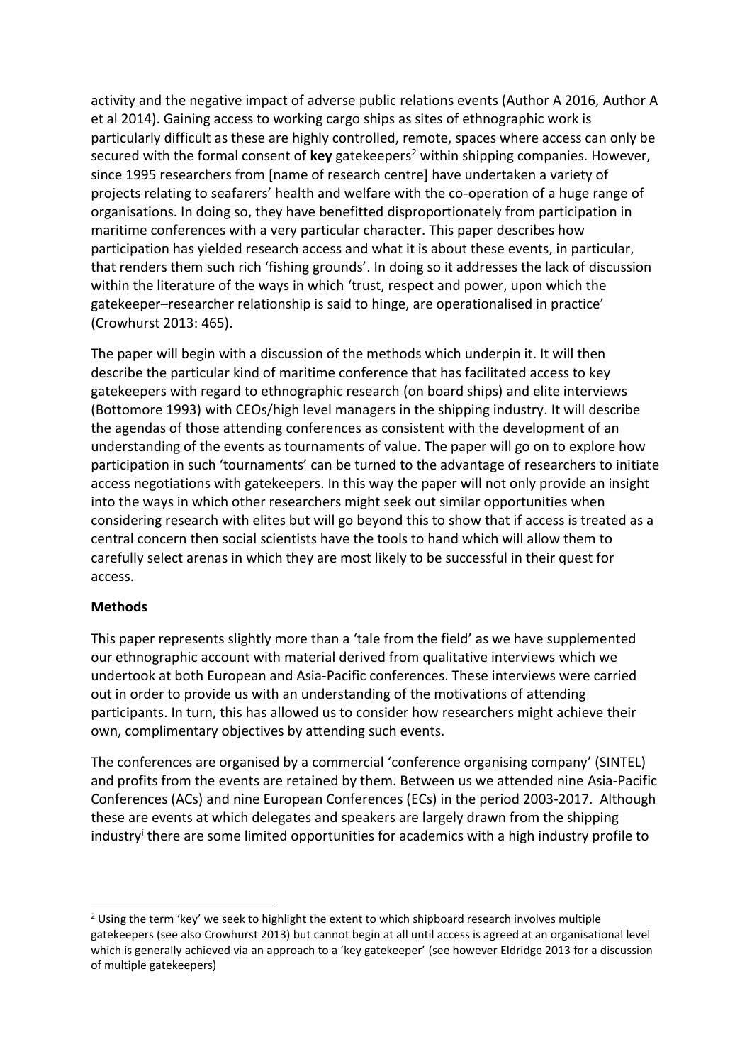activity and the negative impact of adverse public relations events (Author A 2016, Author A et al 2014). Gaining access to working cargo ships as sites of ethnographic work is particularly difficult as these are highly controlled, remote, spaces where access can only be secured with the formal consent of **key** gatekeepers[2] within shipping companies. However, since 1995 researchers from [name of research centre] have undertaken a variety of projects relating to seafarers' health and welfare with the co-operation of a huge range of organisations. In doing so, they have benefitted disproportionately from participation in maritime conferences with a very particular character. This paper describes how participation has yielded research access and what it is about these events, in particular, that renders them such rich 'fishing grounds'. In doing so it addresses the lack of discussion within the literature of the ways in which 'trust, respect and power, upon which the gatekeeper–researcher relationship is said to hinge, are operationalised in practice' (Crowhurst 2013: 465).

The paper will begin with a discussion of the methods which underpin it. It will then describe the particular kind of maritime conference that has facilitated access to key gatekeepers with regard to ethnographic research (on board ships) and elite interviews (Bottomore 1993) with CEOs/high level managers in the shipping industry. It will describe the agendas of those attending conferences as consistent with the development of an understanding of the events as tournaments of value. The paper will go on to explore how participation in such 'tournaments' can be turned to the advantage of researchers to initiate access negotiations with gatekeepers. In this way the paper will not only provide an insight into the ways in which other researchers might seek out similar opportunities when considering research with elites but will go beyond this to show that if access is treated as a central concern then social scientists have the tools to hand which will allow them to carefully select arenas in which they are most likely to be successful in their quest for access.

## Methods

This paper represents slightly more than a 'tale from the field' as we have supplemented our ethnographic account with material derived from qualitative interviews which we undertook at both European and Asia-Pacific conferences. These interviews were carried out in order to provide us with an understanding of the motivations of attending participants. In turn, this has allowed us to consider how researchers might achieve their own, complimentary objectives by attending such events.

The conferences are organised by a commercial 'conference organising company' (SINTEL) and profits from the events are retained by them. Between us we attended nine Asia-Pacific Conferences (ACs) and nine European Conferences (ECs) in the period 2003-2017. Although these are events at which delegates and speakers are largely drawn from the shipping industry[i] there are some limited opportunities for academics with a high industry profile to

[2] Using the term 'key' we seek to highlight the extent to which shipboard research involves multiple gatekeepers (see also Crowhurst 2013) but cannot begin at all until access is agreed at an organisational level which is generally achieved via an approach to a 'key gatekeeper' (see however Eldridge 2013 for a discussion of multiple gatekeepers)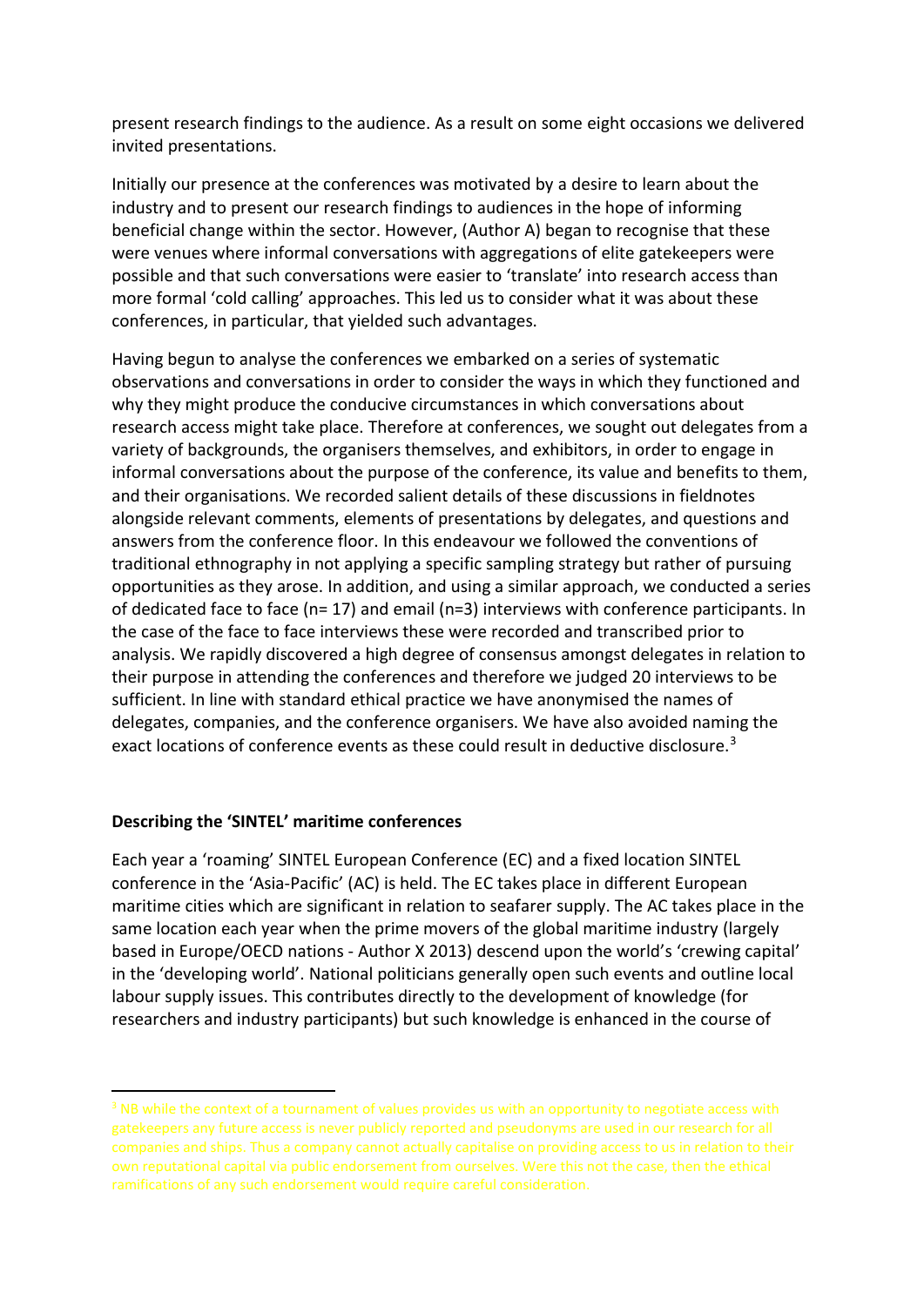present research findings to the audience. As a result on some eight occasions we delivered invited presentations.

Initially our presence at the conferences was motivated by a desire to learn about the industry and to present our research findings to audiences in the hope of informing beneficial change within the sector. However, (Author A) began to recognise that these were venues where informal conversations with aggregations of elite gatekeepers were possible and that such conversations were easier to 'translate' into research access than more formal 'cold calling' approaches. This led us to consider what it was about these conferences, in particular, that yielded such advantages.

Having begun to analyse the conferences we embarked on a series of systematic observations and conversations in order to consider the ways in which they functioned and why they might produce the conducive circumstances in which conversations about research access might take place. Therefore at conferences, we sought out delegates from a variety of backgrounds, the organisers themselves, and exhibitors, in order to engage in informal conversations about the purpose of the conference, its value and benefits to them, and their organisations. We recorded salient details of these discussions in fieldnotes alongside relevant comments, elements of presentations by delegates, and questions and answers from the conference floor. In this endeavour we followed the conventions of traditional ethnography in not applying a specific sampling strategy but rather of pursuing opportunities as they arose. In addition, and using a similar approach, we conducted a series of dedicated face to face (n= 17) and email (n=3) interviews with conference participants. In the case of the face to face interviews these were recorded and transcribed prior to analysis. We rapidly discovered a high degree of consensus amongst delegates in relation to their purpose in attending the conferences and therefore we judged 20 interviews to be sufficient. In line with standard ethical practice we have anonymised the names of delegates, companies, and the conference organisers. We have also avoided naming the exact locations of conference events as these could result in deductive disclosure.[3]

**Describing the 'SINTEL' maritime conferences**

Each year a 'roaming' SINTEL European Conference (EC) and a fixed location SINTEL conference in the 'Asia-Pacific' (AC) is held. The EC takes place in different European maritime cities which are significant in relation to seafarer supply. The AC takes place in the same location each year when the prime movers of the global maritime industry (largely based in Europe/OECD nations - Author X 2013) descend upon the world's 'crewing capital' in the 'developing world'. National politicians generally open such events and outline local labour supply issues. This contributes directly to the development of knowledge (for researchers and industry participants) but such knowledge is enhanced in the course of

[3] NB while the context of a tournament of values provides us with an opportunity to negotiate access with gatekeepers any future access is never publicly reported and pseudonyms are used in our research for all companies and ships. Thus a company cannot actually capitalise on providing access to us in relation to their own reputational capital via public endorsement from ourselves. Were this not the case, then the ethical ramifications of any such endorsement would require careful consideration.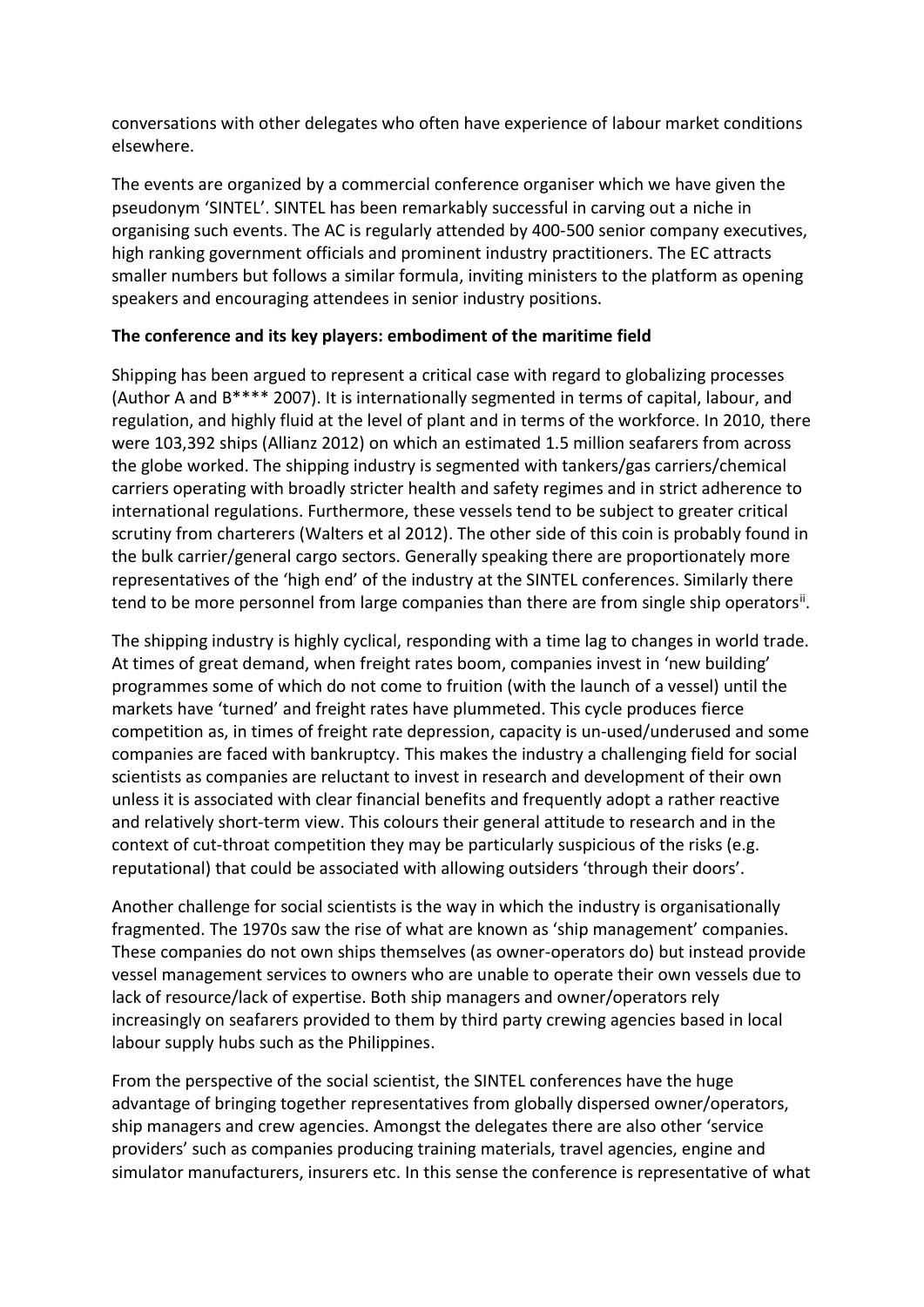conversations with other delegates who often have experience of labour market conditions elsewhere.

The events are organized by a commercial conference organiser which we have given the pseudonym 'SINTEL'. SINTEL has been remarkably successful in carving out a niche in organising such events. The AC is regularly attended by 400-500 senior company executives, high ranking government officials and prominent industry practitioners. The EC attracts smaller numbers but follows a similar formula, inviting ministers to the platform as opening speakers and encouraging attendees in senior industry positions.

**The conference and its key players: embodiment of the maritime field**

Shipping has been argued to represent a critical case with regard to globalizing processes (Author A and B**** 2007). It is internationally segmented in terms of capital, labour, and regulation, and highly fluid at the level of plant and in terms of the workforce. In 2010, there were 103,392 ships (Allianz 2012) on which an estimated 1.5 million seafarers from across the globe worked. The shipping industry is segmented with tankers/gas carriers/chemical carriers operating with broadly stricter health and safety regimes and in strict adherence to international regulations. Furthermore, these vessels tend to be subject to greater critical scrutiny from charterers (Walters et al 2012). The other side of this coin is probably found in the bulk carrier/general cargo sectors. Generally speaking there are proportionately more representatives of the 'high end' of the industry at the SINTEL conferences. Similarly there tend to be more personnel from large companies than there are from single ship operators[ii].

The shipping industry is highly cyclical, responding with a time lag to changes in world trade. At times of great demand, when freight rates boom, companies invest in 'new building' programmes some of which do not come to fruition (with the launch of a vessel) until the markets have 'turned' and freight rates have plummeted. This cycle produces fierce competition as, in times of freight rate depression, capacity is un-used/underused and some companies are faced with bankruptcy. This makes the industry a challenging field for social scientists as companies are reluctant to invest in research and development of their own unless it is associated with clear financial benefits and frequently adopt a rather reactive and relatively short-term view. This colours their general attitude to research and in the context of cut-throat competition they may be particularly suspicious of the risks (e.g. reputational) that could be associated with allowing outsiders 'through their doors'.

Another challenge for social scientists is the way in which the industry is organisationally fragmented. The 1970s saw the rise of what are known as 'ship management' companies. These companies do not own ships themselves (as owner-operators do) but instead provide vessel management services to owners who are unable to operate their own vessels due to lack of resource/lack of expertise. Both ship managers and owner/operators rely increasingly on seafarers provided to them by third party crewing agencies based in local labour supply hubs such as the Philippines.

From the perspective of the social scientist, the SINTEL conferences have the huge advantage of bringing together representatives from globally dispersed owner/operators, ship managers and crew agencies. Amongst the delegates there are also other 'service providers' such as companies producing training materials, travel agencies, engine and simulator manufacturers, insurers etc. In this sense the conference is representative of what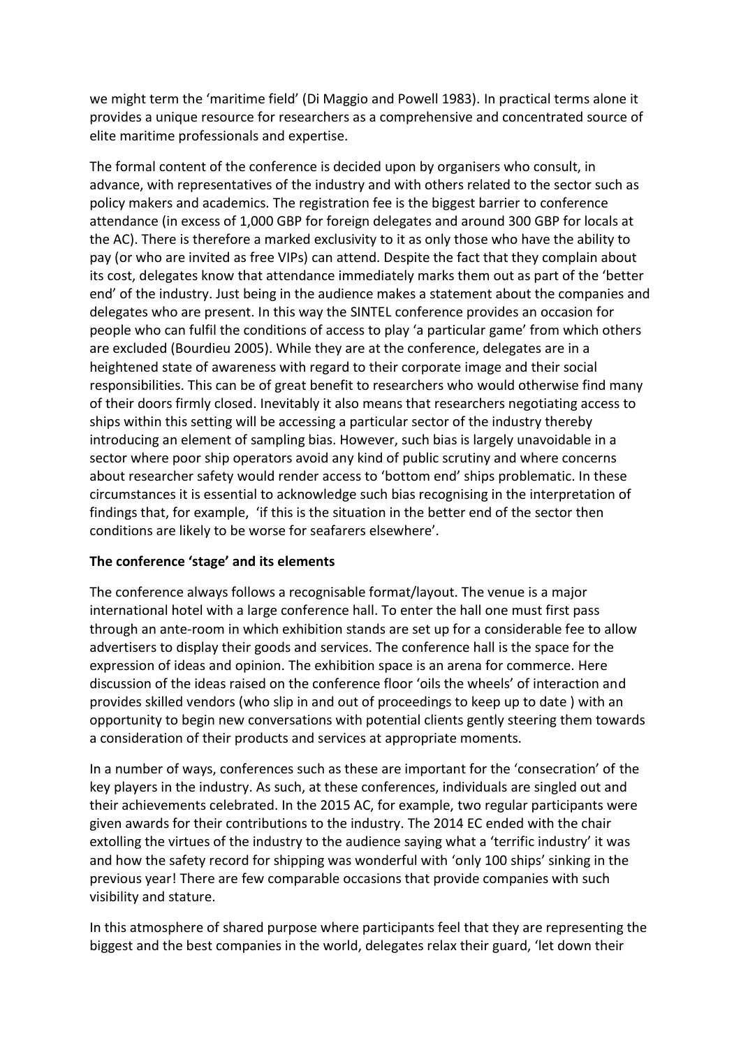we might term the 'maritime field' (Di Maggio and Powell 1983). In practical terms alone it provides a unique resource for researchers as a comprehensive and concentrated source of elite maritime professionals and expertise.

The formal content of the conference is decided upon by organisers who consult, in advance, with representatives of the industry and with others related to the sector such as policy makers and academics. The registration fee is the biggest barrier to conference attendance (in excess of 1,000 GBP for foreign delegates and around 300 GBP for locals at the AC). There is therefore a marked exclusivity to it as only those who have the ability to pay (or who are invited as free VIPs) can attend. Despite the fact that they complain about its cost, delegates know that attendance immediately marks them out as part of the 'better end' of the industry. Just being in the audience makes a statement about the companies and delegates who are present. In this way the SINTEL conference provides an occasion for people who can fulfil the conditions of access to play 'a particular game' from which others are excluded (Bourdieu 2005). While they are at the conference, delegates are in a heightened state of awareness with regard to their corporate image and their social responsibilities. This can be of great benefit to researchers who would otherwise find many of their doors firmly closed. Inevitably it also means that researchers negotiating access to ships within this setting will be accessing a particular sector of the industry thereby introducing an element of sampling bias. However, such bias is largely unavoidable in a sector where poor ship operators avoid any kind of public scrutiny and where concerns about researcher safety would render access to 'bottom end' ships problematic. In these circumstances it is essential to acknowledge such bias recognising in the interpretation of findings that, for example, 'if this is the situation in the better end of the sector then conditions are likely to be worse for seafarers elsewhere'.

**The conference 'stage' and its elements**

The conference always follows a recognisable format/layout. The venue is a major international hotel with a large conference hall. To enter the hall one must first pass through an ante-room in which exhibition stands are set up for a considerable fee to allow advertisers to display their goods and services. The conference hall is the space for the expression of ideas and opinion. The exhibition space is an arena for commerce. Here discussion of the ideas raised on the conference floor 'oils the wheels' of interaction and provides skilled vendors (who slip in and out of proceedings to keep up to date ) with an opportunity to begin new conversations with potential clients gently steering them towards a consideration of their products and services at appropriate moments.

In a number of ways, conferences such as these are important for the 'consecration' of the key players in the industry. As such, at these conferences, individuals are singled out and their achievements celebrated. In the 2015 AC, for example, two regular participants were given awards for their contributions to the industry. The 2014 EC ended with the chair extolling the virtues of the industry to the audience saying what a 'terrific industry' it was and how the safety record for shipping was wonderful with 'only 100 ships' sinking in the previous year! There are few comparable occasions that provide companies with such visibility and stature.

In this atmosphere of shared purpose where participants feel that they are representing the biggest and the best companies in the world, delegates relax their guard, 'let down their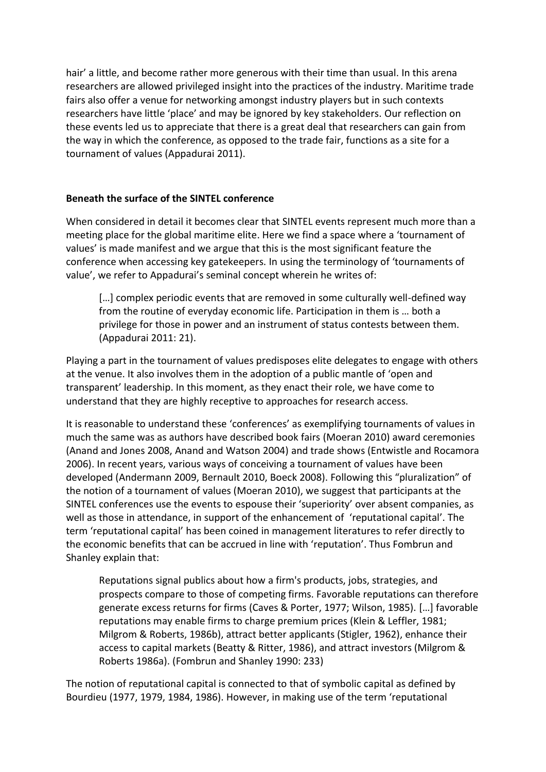hair' a little, and become rather more generous with their time than usual. In this arena researchers are allowed privileged insight into the practices of the industry. Maritime trade fairs also offer a venue for networking amongst industry players but in such contexts researchers have little 'place' and may be ignored by key stakeholders. Our reflection on these events led us to appreciate that there is a great deal that researchers can gain from the way in which the conference, as opposed to the trade fair, functions as a site for a tournament of values (Appadurai 2011).

**Beneath the surface of the SINTEL conference**

When considered in detail it becomes clear that SINTEL events represent much more than a meeting place for the global maritime elite. Here we find a space where a 'tournament of values' is made manifest and we argue that this is the most significant feature the conference when accessing key gatekeepers. In using the terminology of 'tournaments of value', we refer to Appadurai's seminal concept wherein he writes of:

> […] complex periodic events that are removed in some culturally well-defined way from the routine of everyday economic life. Participation in them is … both a privilege for those in power and an instrument of status contests between them. (Appadurai 2011: 21).

Playing a part in the tournament of values predisposes elite delegates to engage with others at the venue. It also involves them in the adoption of a public mantle of 'open and transparent' leadership. In this moment, as they enact their role, we have come to understand that they are highly receptive to approaches for research access.

It is reasonable to understand these 'conferences' as exemplifying tournaments of values in much the same was as authors have described book fairs (Moeran 2010) award ceremonies (Anand and Jones 2008, Anand and Watson 2004) and trade shows (Entwistle and Rocamora 2006). In recent years, various ways of conceiving a tournament of values have been developed (Andermann 2009, Bernault 2010, Boeck 2008). Following this "pluralization" of the notion of a tournament of values (Moeran 2010), we suggest that participants at the SINTEL conferences use the events to espouse their 'superiority' over absent companies, as well as those in attendance, in support of the enhancement of 'reputational capital'. The term 'reputational capital' has been coined in management literatures to refer directly to the economic benefits that can be accrued in line with 'reputation'. Thus Fombrun and Shanley explain that:

> Reputations signal publics about how a firm's products, jobs, strategies, and prospects compare to those of competing firms. Favorable reputations can therefore generate excess returns for firms (Caves & Porter, 1977; Wilson, 1985). […] favorable reputations may enable firms to charge premium prices (Klein & Leffler, 1981; Milgrom & Roberts, 1986b), attract better applicants (Stigler, 1962), enhance their access to capital markets (Beatty & Ritter, 1986), and attract investors (Milgrom & Roberts 1986a). (Fombrun and Shanley 1990: 233)

The notion of reputational capital is connected to that of symbolic capital as defined by Bourdieu (1977, 1979, 1984, 1986). However, in making use of the term 'reputational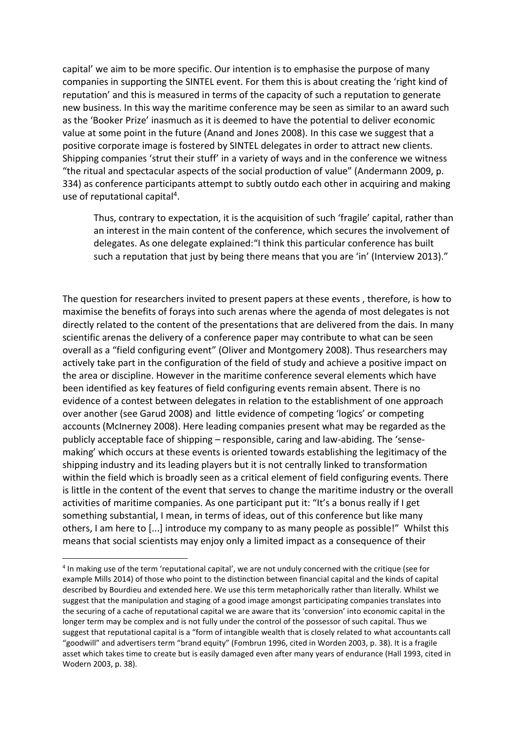capital' we aim to be more specific. Our intention is to emphasise the purpose of many companies in supporting the SINTEL event. For them this is about creating the 'right kind of reputation' and this is measured in terms of the capacity of such a reputation to generate new business. In this way the maritime conference may be seen as similar to an award such as the 'Booker Prize' inasmuch as it is deemed to have the potential to deliver economic value at some point in the future (Anand and Jones 2008). In this case we suggest that a positive corporate image is fostered by SINTEL delegates in order to attract new clients. Shipping companies 'strut their stuff' in a variety of ways and in the conference we witness "the ritual and spectacular aspects of the social production of value" (Andermann 2009, p. 334) as conference participants attempt to subtly outdo each other in acquiring and making use of reputational capital[4].

> Thus, contrary to expectation, it is the acquisition of such 'fragile' capital, rather than an interest in the main content of the conference, which secures the involvement of delegates. As one delegate explained:"I think this particular conference has built such a reputation that just by being there means that you are 'in' (Interview 2013)."

The question for researchers invited to present papers at these events , therefore, is how to maximise the benefits of forays into such arenas where the agenda of most delegates is not directly related to the content of the presentations that are delivered from the dais. In many scientific arenas the delivery of a conference paper may contribute to what can be seen overall as a "field configuring event" (Oliver and Montgomery 2008). Thus researchers may actively take part in the configuration of the field of study and achieve a positive impact on the area or discipline. However in the maritime conference several elements which have been identified as key features of field configuring events remain absent. There is no evidence of a contest between delegates in relation to the establishment of one approach over another (see Garud 2008) and little evidence of competing 'logics' or competing accounts (McInerney 2008). Here leading companies present what may be regarded as the publicly acceptable face of shipping – responsible, caring and law-abiding. The 'sense-making' which occurs at these events is oriented towards establishing the legitimacy of the shipping industry and its leading players but it is not centrally linked to transformation within the field which is broadly seen as a critical element of field configuring events. There is little in the content of the event that serves to change the maritime industry or the overall activities of maritime companies. As one participant put it: "It's a bonus really if I get something substantial, I mean, in terms of ideas, out of this conference but like many others, I am here to [...] introduce my company to as many people as possible!" Whilst this means that social scientists may enjoy only a limited impact as a consequence of their

[4] In making use of the term 'reputational capital', we are not unduly concerned with the critique (see for example Mills 2014) of those who point to the distinction between financial capital and the kinds of capital described by Bourdieu and extended here. We use this term metaphorically rather than literally. Whilst we suggest that the manipulation and staging of a good image amongst participating companies translates into the securing of a cache of reputational capital we are aware that its 'conversion' into economic capital in the longer term may be complex and is not fully under the control of the possessor of such capital. Thus we suggest that reputational capital is a "form of intangible wealth that is closely related to what accountants call "goodwill" and advertisers term "brand equity" (Fombrun 1996, cited in Worden 2003, p. 38). It is a fragile asset which takes time to create but is easily damaged even after many years of endurance (Hall 1993, cited in Wodern 2003, p. 38).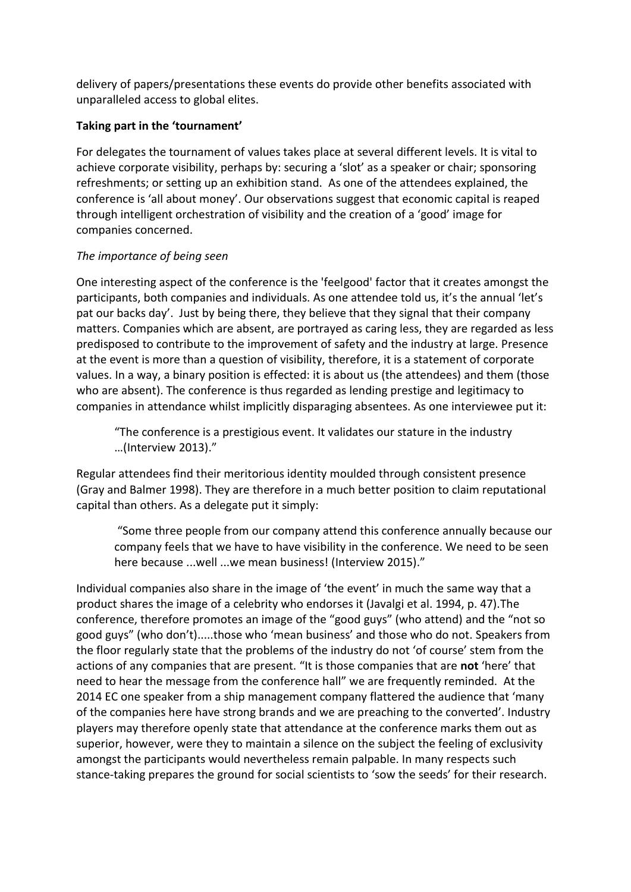delivery of papers/presentations these events do provide other benefits associated with unparalleled access to global elites.

**Taking part in the 'tournament'**

For delegates the tournament of values takes place at several different levels. It is vital to achieve corporate visibility, perhaps by: securing a 'slot' as a speaker or chair; sponsoring refreshments; or setting up an exhibition stand. As one of the attendees explained, the conference is 'all about money'. Our observations suggest that economic capital is reaped through intelligent orchestration of visibility and the creation of a 'good' image for companies concerned.

*The importance of being seen*

One interesting aspect of the conference is the 'feelgood' factor that it creates amongst the participants, both companies and individuals. As one attendee told us, it's the annual 'let's pat our backs day'. Just by being there, they believe that they signal that their company matters. Companies which are absent, are portrayed as caring less, they are regarded as less predisposed to contribute to the improvement of safety and the industry at large. Presence at the event is more than a question of visibility, therefore, it is a statement of corporate values. In a way, a binary position is effected: it is about us (the attendees) and them (those who are absent). The conference is thus regarded as lending prestige and legitimacy to companies in attendance whilst implicitly disparaging absentees. As one interviewee put it:

> "The conference is a prestigious event. It validates our stature in the industry …(Interview 2013)."

Regular attendees find their meritorious identity moulded through consistent presence (Gray and Balmer 1998). They are therefore in a much better position to claim reputational capital than others. As a delegate put it simply:

> "Some three people from our company attend this conference annually because our company feels that we have to have visibility in the conference. We need to be seen here because ...well ...we mean business! (Interview 2015)."

Individual companies also share in the image of 'the event' in much the same way that a product shares the image of a celebrity who endorses it (Javalgi et al. 1994, p. 47).The conference, therefore promotes an image of the "good guys" (who attend) and the "not so good guys" (who don't).....those who 'mean business' and those who do not. Speakers from the floor regularly state that the problems of the industry do not 'of course' stem from the actions of any companies that are present. "It is those companies that are **not** 'here' that need to hear the message from the conference hall" we are frequently reminded. At the 2014 EC one speaker from a ship management company flattered the audience that 'many of the companies here have strong brands and we are preaching to the converted'. Industry players may therefore openly state that attendance at the conference marks them out as superior, however, were they to maintain a silence on the subject the feeling of exclusivity amongst the participants would nevertheless remain palpable. In many respects such stance-taking prepares the ground for social scientists to 'sow the seeds' for their research.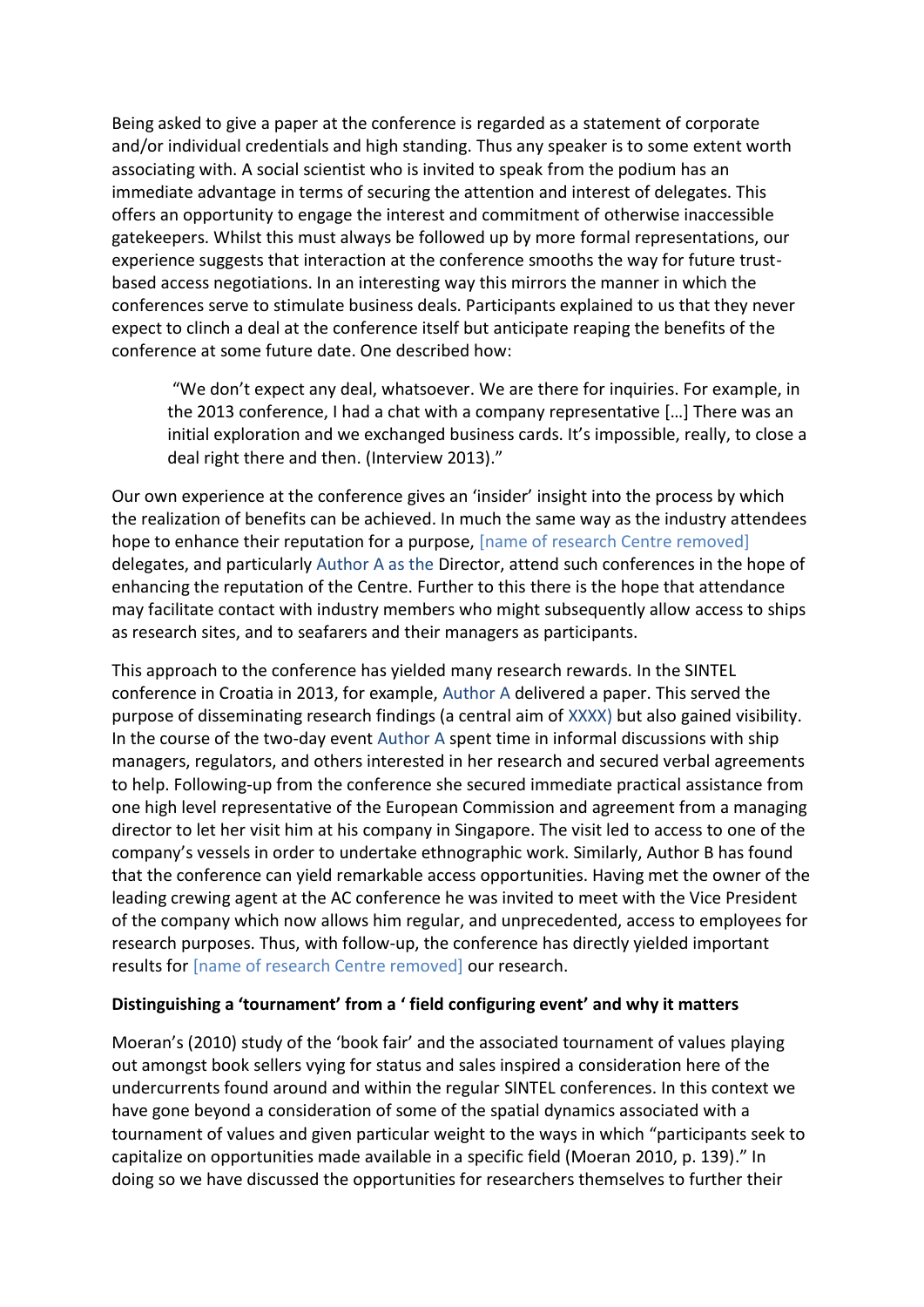Being asked to give a paper at the conference is regarded as a statement of corporate and/or individual credentials and high standing. Thus any speaker is to some extent worth associating with. A social scientist who is invited to speak from the podium has an immediate advantage in terms of securing the attention and interest of delegates. This offers an opportunity to engage the interest and commitment of otherwise inaccessible gatekeepers. Whilst this must always be followed up by more formal representations, our experience suggests that interaction at the conference smooths the way for future trust-based access negotiations. In an interesting way this mirrors the manner in which the conferences serve to stimulate business deals. Participants explained to us that they never expect to clinch a deal at the conference itself but anticipate reaping the benefits of the conference at some future date. One described how:

> "We don't expect any deal, whatsoever. We are there for inquiries. For example, in the 2013 conference, I had a chat with a company representative […] There was an initial exploration and we exchanged business cards. It's impossible, really, to close a deal right there and then. (Interview 2013)."

Our own experience at the conference gives an 'insider' insight into the process by which the realization of benefits can be achieved. In much the same way as the industry attendees hope to enhance their reputation for a purpose, [name of research Centre removed] delegates, and particularly Author A as the Director, attend such conferences in the hope of enhancing the reputation of the Centre. Further to this there is the hope that attendance may facilitate contact with industry members who might subsequently allow access to ships as research sites, and to seafarers and their managers as participants.

This approach to the conference has yielded many research rewards. In the SINTEL conference in Croatia in 2013, for example, Author A delivered a paper. This served the purpose of disseminating research findings (a central aim of XXXX) but also gained visibility. In the course of the two-day event Author A spent time in informal discussions with ship managers, regulators, and others interested in her research and secured verbal agreements to help. Following-up from the conference she secured immediate practical assistance from one high level representative of the European Commission and agreement from a managing director to let her visit him at his company in Singapore. The visit led to access to one of the company's vessels in order to undertake ethnographic work. Similarly, Author B has found that the conference can yield remarkable access opportunities. Having met the owner of the leading crewing agent at the AC conference he was invited to meet with the Vice President of the company which now allows him regular, and unprecedented, access to employees for research purposes. Thus, with follow-up, the conference has directly yielded important results for [name of research Centre removed] our research.

**Distinguishing a 'tournament' from a ' field configuring event' and why it matters**

Moeran's (2010) study of the 'book fair' and the associated tournament of values playing out amongst book sellers vying for status and sales inspired a consideration here of the undercurrents found around and within the regular SINTEL conferences. In this context we have gone beyond a consideration of some of the spatial dynamics associated with a tournament of values and given particular weight to the ways in which "participants seek to capitalize on opportunities made available in a specific field (Moeran 2010, p. 139)." In doing so we have discussed the opportunities for researchers themselves to further their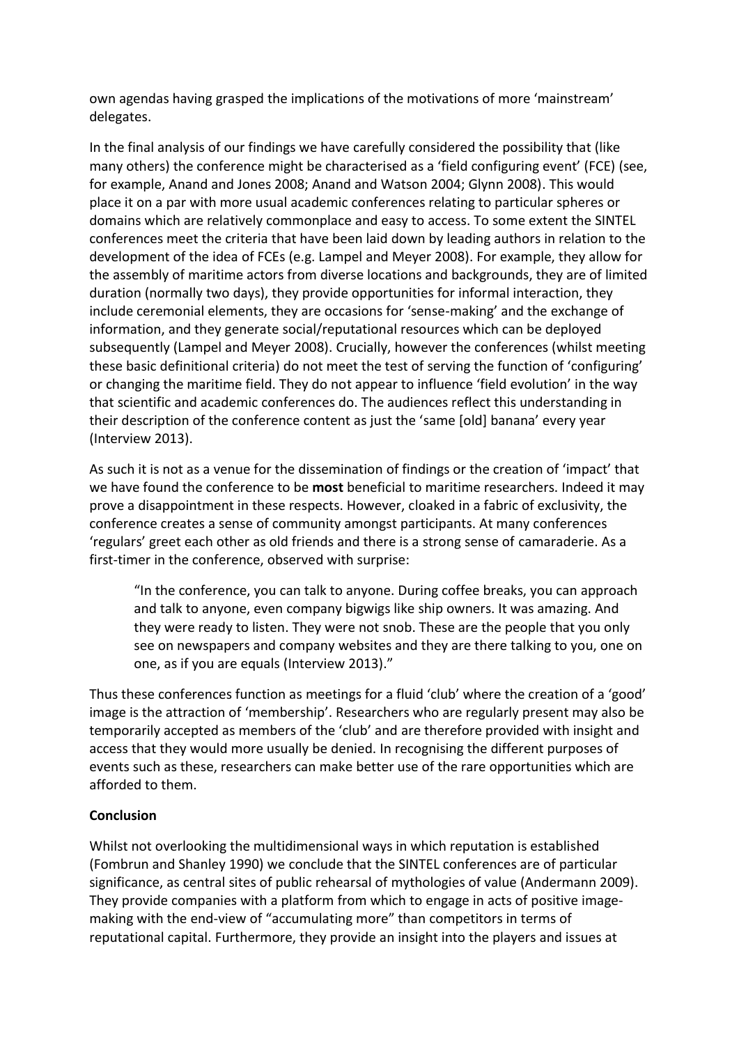own agendas having grasped the implications of the motivations of more 'mainstream' delegates.

In the final analysis of our findings we have carefully considered the possibility that (like many others) the conference might be characterised as a 'field configuring event' (FCE) (see, for example, Anand and Jones 2008; Anand and Watson 2004; Glynn 2008). This would place it on a par with more usual academic conferences relating to particular spheres or domains which are relatively commonplace and easy to access. To some extent the SINTEL conferences meet the criteria that have been laid down by leading authors in relation to the development of the idea of FCEs (e.g. Lampel and Meyer 2008). For example, they allow for the assembly of maritime actors from diverse locations and backgrounds, they are of limited duration (normally two days), they provide opportunities for informal interaction, they include ceremonial elements, they are occasions for 'sense-making' and the exchange of information, and they generate social/reputational resources which can be deployed subsequently (Lampel and Meyer 2008). Crucially, however the conferences (whilst meeting these basic definitional criteria) do not meet the test of serving the function of 'configuring' or changing the maritime field. They do not appear to influence 'field evolution' in the way that scientific and academic conferences do. The audiences reflect this understanding in their description of the conference content as just the 'same [old] banana' every year (Interview 2013).

As such it is not as a venue for the dissemination of findings or the creation of 'impact' that we have found the conference to be **most** beneficial to maritime researchers. Indeed it may prove a disappointment in these respects. However, cloaked in a fabric of exclusivity, the conference creates a sense of community amongst participants. At many conferences 'regulars' greet each other as old friends and there is a strong sense of camaraderie. As a first-timer in the conference, observed with surprise:

> "In the conference, you can talk to anyone. During coffee breaks, you can approach and talk to anyone, even company bigwigs like ship owners. It was amazing. And they were ready to listen. They were not snob. These are the people that you only see on newspapers and company websites and they are there talking to you, one on one, as if you are equals (Interview 2013)."

Thus these conferences function as meetings for a fluid 'club' where the creation of a 'good' image is the attraction of 'membership'. Researchers who are regularly present may also be temporarily accepted as members of the 'club' and are therefore provided with insight and access that they would more usually be denied. In recognising the different purposes of events such as these, researchers can make better use of the rare opportunities which are afforded to them.

## Conclusion

Whilst not overlooking the multidimensional ways in which reputation is established (Fombrun and Shanley 1990) we conclude that the SINTEL conferences are of particular significance, as central sites of public rehearsal of mythologies of value (Andermann 2009). They provide companies with a platform from which to engage in acts of positive image-making with the end-view of "accumulating more" than competitors in terms of reputational capital. Furthermore, they provide an insight into the players and issues at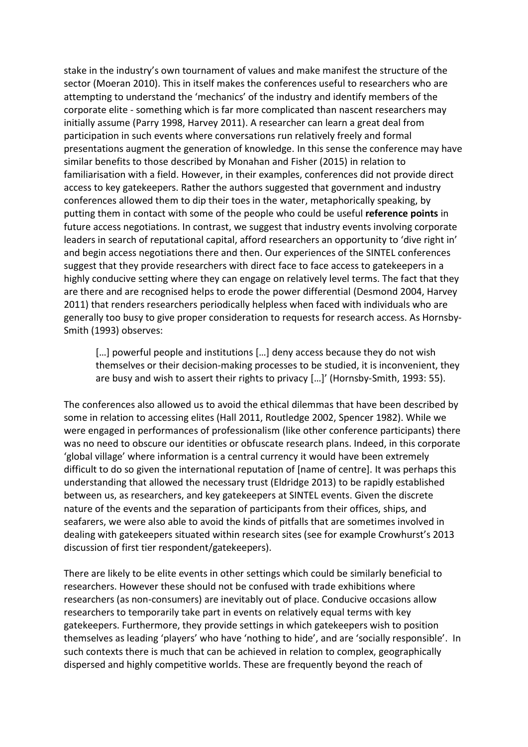stake in the industry's own tournament of values and make manifest the structure of the sector (Moeran 2010). This in itself makes the conferences useful to researchers who are attempting to understand the 'mechanics' of the industry and identify members of the corporate elite - something which is far more complicated than nascent researchers may initially assume (Parry 1998, Harvey 2011). A researcher can learn a great deal from participation in such events where conversations run relatively freely and formal presentations augment the generation of knowledge. In this sense the conference may have similar benefits to those described by Monahan and Fisher (2015) in relation to familiarisation with a field. However, in their examples, conferences did not provide direct access to key gatekeepers. Rather the authors suggested that government and industry conferences allowed them to dip their toes in the water, metaphorically speaking, by putting them in contact with some of the people who could be useful **reference points** in future access negotiations. In contrast, we suggest that industry events involving corporate leaders in search of reputational capital, afford researchers an opportunity to 'dive right in' and begin access negotiations there and then. Our experiences of the SINTEL conferences suggest that they provide researchers with direct face to face access to gatekeepers in a highly conducive setting where they can engage on relatively level terms. The fact that they are there and are recognised helps to erode the power differential (Desmond 2004, Harvey 2011) that renders researchers periodically helpless when faced with individuals who are generally too busy to give proper consideration to requests for research access. As Hornsby-Smith (1993) observes:

> […] powerful people and institutions […] deny access because they do not wish themselves or their decision-making processes to be studied, it is inconvenient, they are busy and wish to assert their rights to privacy […]' (Hornsby-Smith, 1993: 55).

The conferences also allowed us to avoid the ethical dilemmas that have been described by some in relation to accessing elites (Hall 2011, Routledge 2002, Spencer 1982). While we were engaged in performances of professionalism (like other conference participants) there was no need to obscure our identities or obfuscate research plans. Indeed, in this corporate 'global village' where information is a central currency it would have been extremely difficult to do so given the international reputation of [name of centre]. It was perhaps this understanding that allowed the necessary trust (Eldridge 2013) to be rapidly established between us, as researchers, and key gatekeepers at SINTEL events. Given the discrete nature of the events and the separation of participants from their offices, ships, and seafarers, we were also able to avoid the kinds of pitfalls that are sometimes involved in dealing with gatekeepers situated within research sites (see for example Crowhurst's 2013 discussion of first tier respondent/gatekeepers).

There are likely to be elite events in other settings which could be similarly beneficial to researchers. However these should not be confused with trade exhibitions where researchers (as non-consumers) are inevitably out of place. Conducive occasions allow researchers to temporarily take part in events on relatively equal terms with key gatekeepers. Furthermore, they provide settings in which gatekeepers wish to position themselves as leading 'players' who have 'nothing to hide', and are 'socially responsible'. In such contexts there is much that can be achieved in relation to complex, geographically dispersed and highly competitive worlds. These are frequently beyond the reach of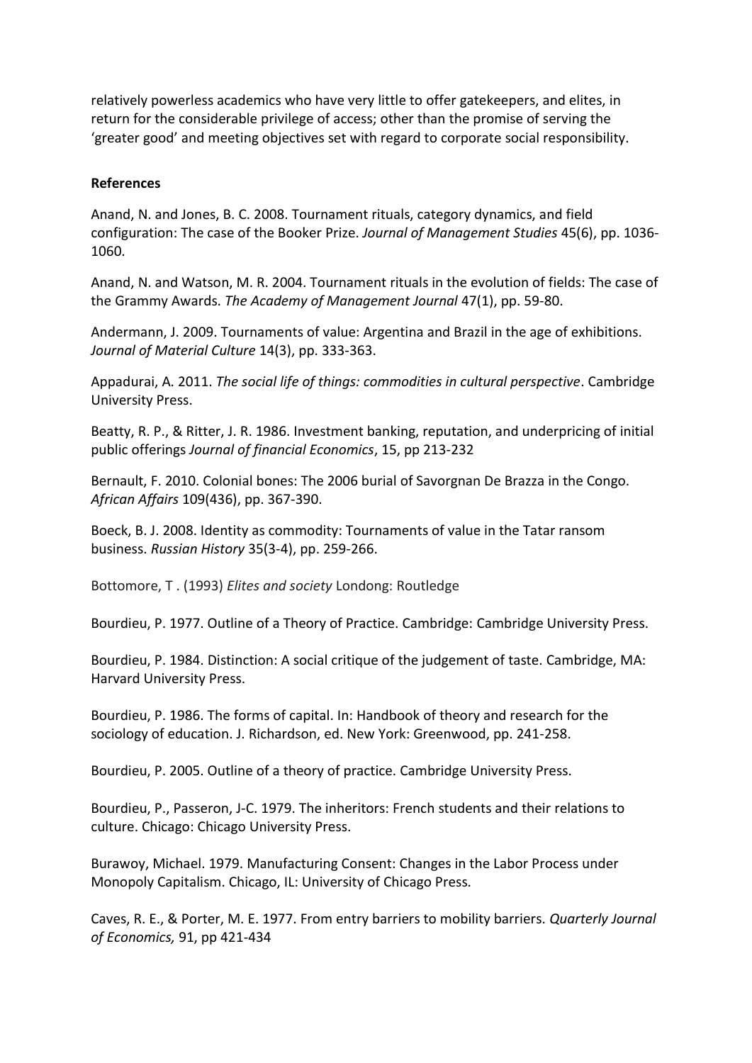relatively powerless academics who have very little to offer gatekeepers, and elites, in return for the considerable privilege of access; other than the promise of serving the 'greater good' and meeting objectives set with regard to corporate social responsibility.

**References**

Anand, N. and Jones, B. C. 2008. Tournament rituals, category dynamics, and field configuration: The case of the Booker Prize. *Journal of Management Studies* 45(6), pp. 1036-1060.

Anand, N. and Watson, M. R. 2004. Tournament rituals in the evolution of fields: The case of the Grammy Awards. *The Academy of Management Journal* 47(1), pp. 59-80.

Andermann, J. 2009. Tournaments of value: Argentina and Brazil in the age of exhibitions. *Journal of Material Culture* 14(3), pp. 333-363.

Appadurai, A. 2011. *The social life of things: commodities in cultural perspective*. Cambridge University Press.

Beatty, R. P., & Ritter, J. R. 1986. Investment banking, reputation, and underpricing of initial public offerings *Journal of financial Economics*, 15, pp 213-232

Bernault, F. 2010. Colonial bones: The 2006 burial of Savorgnan De Brazza in the Congo. *African Affairs* 109(436), pp. 367-390.

Boeck, B. J. 2008. Identity as commodity: Tournaments of value in the Tatar ransom business. *Russian History* 35(3-4), pp. 259-266.

Bottomore, T . (1993) *Elites and society* Londong: Routledge

Bourdieu, P. 1977. Outline of a Theory of Practice. Cambridge: Cambridge University Press.

Bourdieu, P. 1984. Distinction: A social critique of the judgement of taste. Cambridge, MA: Harvard University Press.

Bourdieu, P. 1986. The forms of capital. In: Handbook of theory and research for the sociology of education. J. Richardson, ed. New York: Greenwood, pp. 241-258.

Bourdieu, P. 2005. Outline of a theory of practice. Cambridge University Press.

Bourdieu, P., Passeron, J-C. 1979. The inheritors: French students and their relations to culture. Chicago: Chicago University Press.

Burawoy, Michael. 1979. Manufacturing Consent: Changes in the Labor Process under Monopoly Capitalism. Chicago, IL: University of Chicago Press.

Caves, R. E., & Porter, M. E. 1977. From entry barriers to mobility barriers. *Quarterly Journal of Economics,* 91, pp 421-434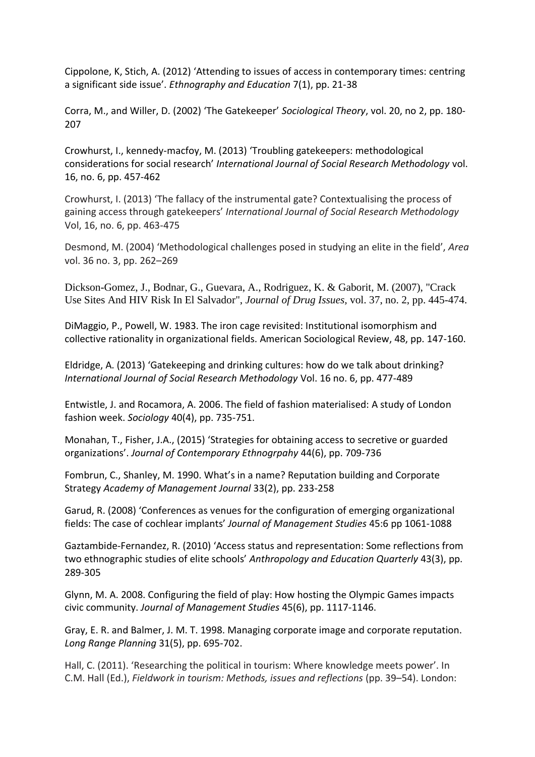Cippolone, K, Stich, A. (2012) 'Attending to issues of access in contemporary times: centring a significant side issue'. *Ethnography and Education* 7(1), pp. 21-38

Corra, M., and Willer, D. (2002) 'The Gatekeeper' *Sociological Theory*, vol. 20, no 2, pp. 180-207

Crowhurst, I., kennedy-macfoy, M. (2013) 'Troubling gatekeepers: methodological considerations for social research' *International Journal of Social Research Methodology* vol. 16, no. 6, pp. 457-462

Crowhurst, I. (2013) 'The fallacy of the instrumental gate? Contextualising the process of gaining access through gatekeepers' *International Journal of Social Research Methodology* Vol, 16, no. 6, pp. 463-475

Desmond, M. (2004) 'Methodological challenges posed in studying an elite in the field', *Area* vol. 36 no. 3, pp. 262–269

Dickson-Gomez, J., Bodnar, G., Guevara, A., Rodriguez, K. & Gaborit, M. (2007), "Crack Use Sites And HIV Risk In El Salvador", *Journal of Drug Issues*, vol. 37, no. 2, pp. 445-474.

DiMaggio, P., Powell, W. 1983. The iron cage revisited: Institutional isomorphism and collective rationality in organizational fields. American Sociological Review, 48, pp. 147-160.

Eldridge, A. (2013) 'Gatekeeping and drinking cultures: how do we talk about drinking? *International Journal of Social Research Methodology* Vol. 16 no. 6, pp. 477-489

Entwistle, J. and Rocamora, A. 2006. The field of fashion materialised: A study of London fashion week. *Sociology* 40(4), pp. 735-751.

Monahan, T., Fisher, J.A., (2015) 'Strategies for obtaining access to secretive or guarded organizations'. *Journal of Contemporary Ethnogrpahy* 44(6), pp. 709-736

Fombrun, C., Shanley, M. 1990. What's in a name? Reputation building and Corporate Strategy *Academy of Management Journal* 33(2), pp. 233-258

Garud, R. (2008) 'Conferences as venues for the configuration of emerging organizational fields: The case of cochlear implants' *Journal of Management Studies* 45:6 pp 1061-1088

Gaztambide-Fernandez, R. (2010) 'Access status and representation: Some reflections from two ethnographic studies of elite schools' *Anthropology and Education Quarterly* 43(3), pp. 289-305

Glynn, M. A. 2008. Configuring the field of play: How hosting the Olympic Games impacts civic community. *Journal of Management Studies* 45(6), pp. 1117-1146.

Gray, E. R. and Balmer, J. M. T. 1998. Managing corporate image and corporate reputation. *Long Range Planning* 31(5), pp. 695-702.

Hall, C. (2011). 'Researching the political in tourism: Where knowledge meets power'. In C.M. Hall (Ed.), *Fieldwork in tourism: Methods, issues and reflections* (pp. 39–54). London: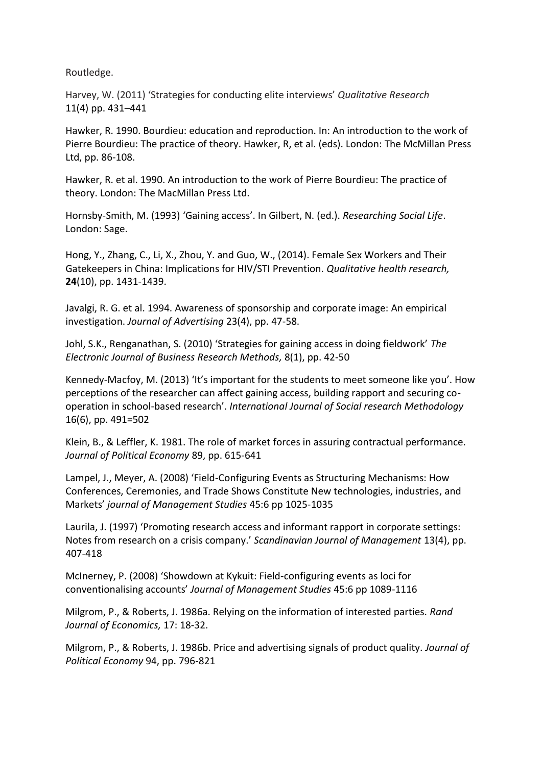Routledge.

Harvey, W. (2011) 'Strategies for conducting elite interviews' *Qualitative Research* 11(4) pp. 431–441

Hawker, R. 1990. Bourdieu: education and reproduction. In: An introduction to the work of Pierre Bourdieu: The practice of theory. Hawker, R, et al. (eds). London: The McMillan Press Ltd, pp. 86-108.

Hawker, R. et al. 1990. An introduction to the work of Pierre Bourdieu: The practice of theory. London: The MacMillan Press Ltd.

Hornsby-Smith, M. (1993) 'Gaining access'. In Gilbert, N. (ed.). *Researching Social Life*. London: Sage.

Hong, Y., Zhang, C., Li, X., Zhou, Y. and Guo, W., (2014). Female Sex Workers and Their Gatekeepers in China: Implications for HIV/STI Prevention. *Qualitative health research,* **24**(10), pp. 1431-1439.

Javalgi, R. G. et al. 1994. Awareness of sponsorship and corporate image: An empirical investigation. *Journal of Advertising* 23(4), pp. 47-58.

Johl, S.K., Renganathan, S. (2010) 'Strategies for gaining access in doing fieldwork' *The Electronic Journal of Business Research Methods,* 8(1), pp. 42-50

Kennedy-Macfoy, M. (2013) 'It's important for the students to meet someone like you'. How perceptions of the researcher can affect gaining access, building rapport and securing co-operation in school-based research'. *International Journal of Social research Methodology* 16(6), pp. 491=502

Klein, B., & Leffler, K. 1981. The role of market forces in assuring contractual performance. *Journal of Political Economy* 89, pp. 615-641

Lampel, J., Meyer, A. (2008) 'Field-Configuring Events as Structuring Mechanisms: How Conferences, Ceremonies, and Trade Shows Constitute New technologies, industries, and Markets' *journal of Management Studies* 45:6 pp 1025-1035

Laurila, J. (1997) 'Promoting research access and informant rapport in corporate settings: Notes from research on a crisis company.' *Scandinavian Journal of Management* 13(4), pp. 407-418

McInerney, P. (2008) 'Showdown at Kykuit: Field-configuring events as loci for conventionalising accounts' *Journal of Management Studies* 45:6 pp 1089-1116

Milgrom, P., & Roberts, J. 1986a. Relying on the information of interested parties. *Rand Journal of Economics,* 17: 18-32.

Milgrom, P., & Roberts, J. 1986b. Price and advertising signals of product quality. *Journal of Political Economy* 94, pp. 796-821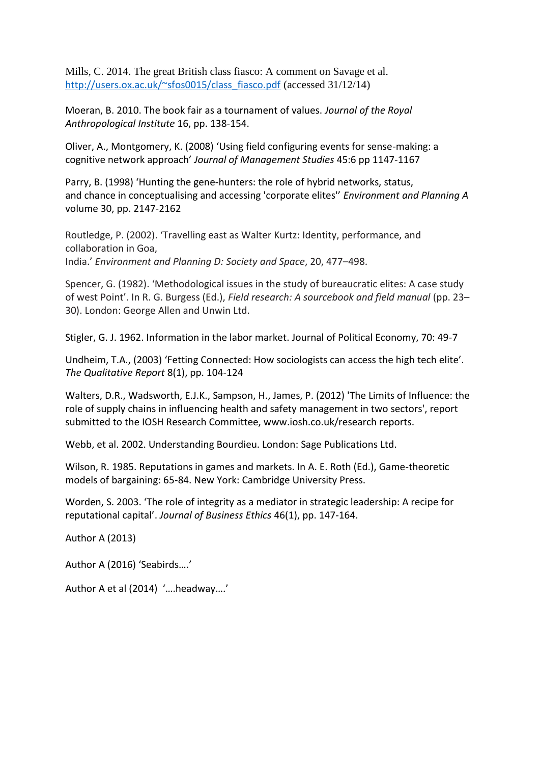Mills, C. 2014. The great British class fiasco: A comment on Savage et al. http://users.ox.ac.uk/~sfos0015/class_fiasco.pdf (accessed 31/12/14)

Moeran, B. 2010. The book fair as a tournament of values. *Journal of the Royal Anthropological Institute* 16, pp. 138-154.

Oliver, A., Montgomery, K. (2008) 'Using field configuring events for sense-making: a cognitive network approach' *Journal of Management Studies* 45:6 pp 1147-1167

Parry, B. (1998) 'Hunting the gene-hunters: the role of hybrid networks, status, and chance in conceptualising and accessing 'corporate elites'' *Environment and Planning A* volume 30, pp. 2147-2162

Routledge, P. (2002). 'Travelling east as Walter Kurtz: Identity, performance, and collaboration in Goa, India.' *Environment and Planning D: Society and Space*, 20, 477–498.

Spencer, G. (1982). 'Methodological issues in the study of bureaucratic elites: A case study of west Point'. In R. G. Burgess (Ed.), *Field research: A sourcebook and field manual* (pp. 23–30). London: George Allen and Unwin Ltd.

Stigler, G. J. 1962. Information in the labor market. Journal of Political Economy, 70: 49-7

Undheim, T.A., (2003) 'Fetting Connected: How sociologists can access the high tech elite'. *The Qualitative Report* 8(1), pp. 104-124

Walters, D.R., Wadsworth, E.J.K., Sampson, H., James, P. (2012) 'The Limits of Influence: the role of supply chains in influencing health and safety management in two sectors', report submitted to the IOSH Research Committee, www.iosh.co.uk/research reports.

Webb, et al. 2002. Understanding Bourdieu. London: Sage Publications Ltd.

Wilson, R. 1985. Reputations in games and markets. In A. E. Roth (Ed.), Game-theoretic models of bargaining: 65-84. New York: Cambridge University Press.

Worden, S. 2003. 'The role of integrity as a mediator in strategic leadership: A recipe for reputational capital'. *Journal of Business Ethics* 46(1), pp. 147-164.

Author A (2013)

Author A (2016) 'Seabirds….'

Author A et al (2014) '….headway….'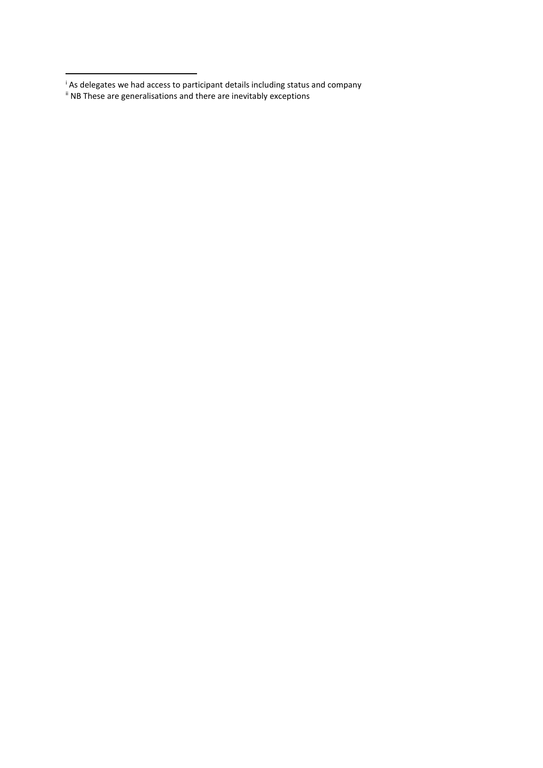[i] As delegates we had access to participant details including status and company

[ii] NB These are generalisations and there are inevitably exceptions